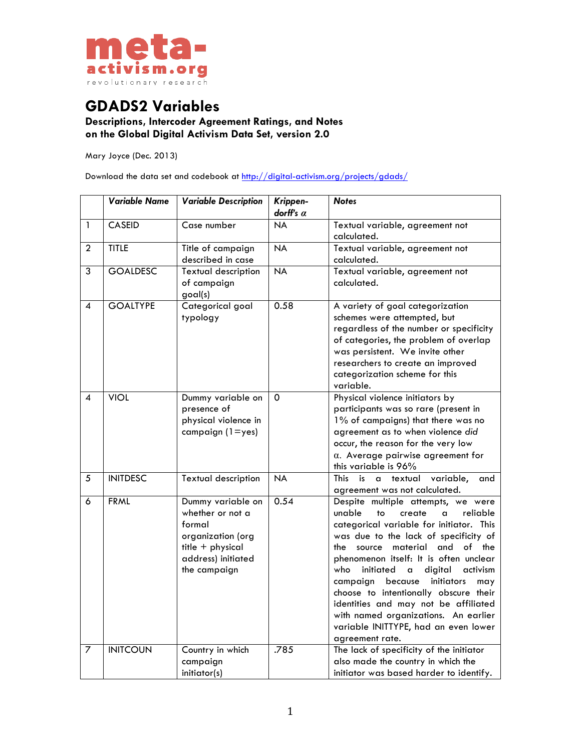meta-activism.org
revolutionary research

# GDADS2 Variables

**Descriptions, Intercoder Agreement Ratings, and Notes on the Global Digital Activism Data Set, version 2.0**

Mary Joyce (Dec. 2013)

Download the data set and codebook at http://digital-activism.org/projects/gdads/

| | *Variable Name* | *Variable Description* | *Krippen-dorff's $\alpha$* | *Notes* |
|---|---|---|---|---|
| 1 | CASEID | Case number | NA | Textual variable, agreement not calculated. |
| 2 | TITLE | Title of campaign described in case | NA | Textual variable, agreement not calculated. |
| 3 | GOALDESC | Textual description of campaign goal(s) | NA | Textual variable, agreement not calculated. |
| 4 | GOALTYPE | Categorical goal typology | 0.58 | A variety of goal categorization schemes were attempted, but regardless of the number or specificity of categories, the problem of overlap was persistent. We invite other researchers to create an improved categorization scheme for this variable. |
| 4 | VIOL | Dummy variable on presence of physical violence in campaign (1=yes) | 0 | Physical violence initiators by participants was so rare (present in 1% of campaigns) that there was no agreement as to when violence *did* occur, the reason for the very low $\alpha$. Average pairwise agreement for this variable is 96% |
| 5 | INITDESC | Textual description | NA | This is a textual variable, and agreement was not calculated. |
| 6 | FRML | Dummy variable on whether or not a formal organization (org title + physical address) initiated the campaign | 0.54 | Despite multiple attempts, we were unable to create a reliable categorical variable for initiator. This was due to the lack of specificity of the source material and of the phenomenon itself: It is often unclear who initiated a digital activism campaign because initiators may choose to intentionally obscure their identities and may not be affiliated with named organizations. An earlier variable INITTYPE, had an even lower agreement rate. |
| 7 | INITCOUN | Country in which campaign initiator(s) | .785 | The lack of specificity of the initiator also made the country in which the initiator was based harder to identify. |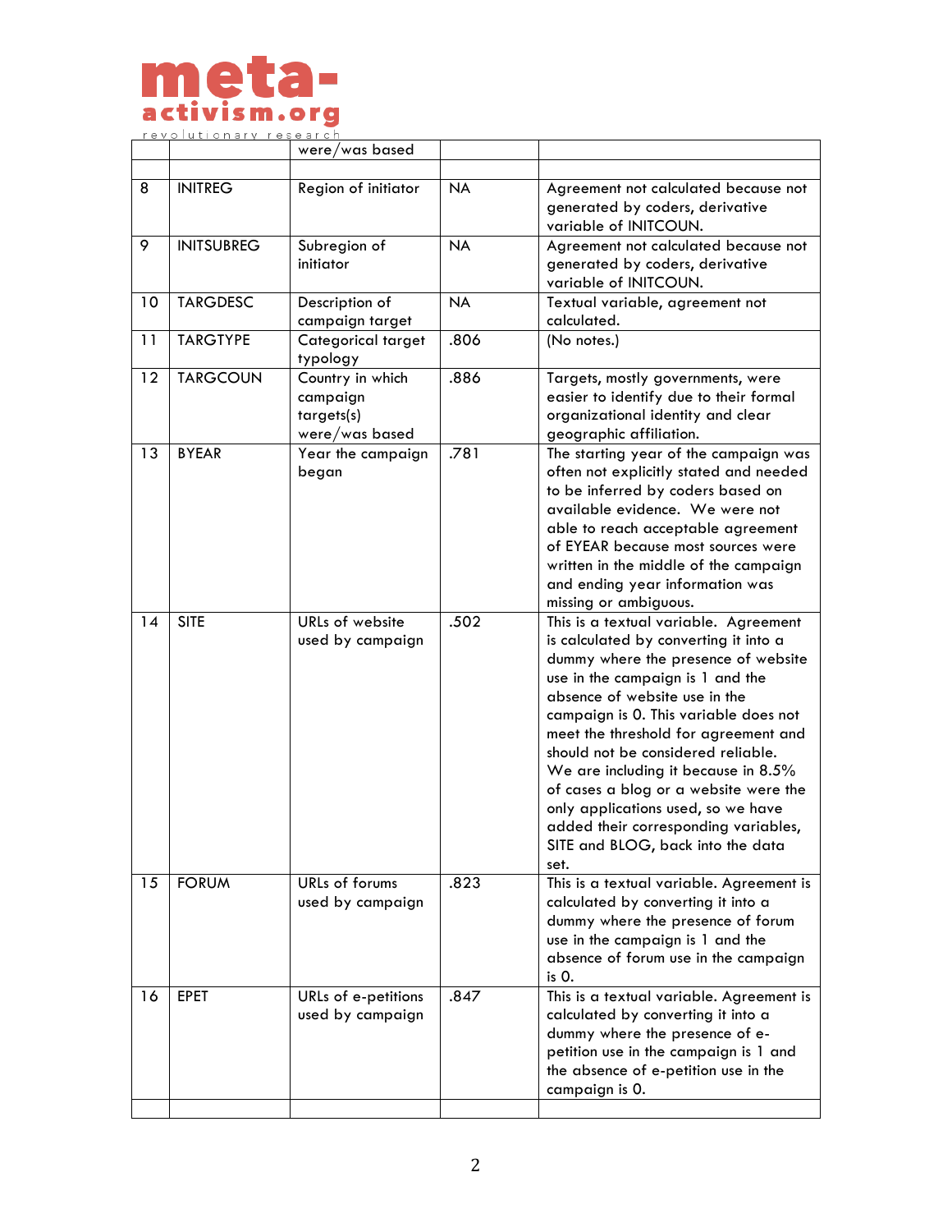| | | were/was based | | |
|---|---|---|---|---|
| | | | | |
| 8 | INITREG | Region of initiator | NA | Agreement not calculated because not generated by coders, derivative variable of INITCOUN. |
| 9 | INITSUBREG | Subregion of initiator | NA | Agreement not calculated because not generated by coders, derivative variable of INITCOUN. |
| 10 | TARGDESC | Description of campaign target | NA | Textual variable, agreement not calculated. |
| 11 | TARGTYPE | Categorical target typology | .806 | (No notes.) |
| 12 | TARGCOUN | Country in which campaign targets(s) were/was based | .886 | Targets, mostly governments, were easier to identify due to their formal organizational identity and clear geographic affiliation. |
| 13 | BYEAR | Year the campaign began | .781 | The starting year of the campaign was often not explicitly stated and needed to be inferred by coders based on available evidence. We were not able to reach acceptable agreement of EYEAR because most sources were written in the middle of the campaign and ending year information was missing or ambiguous. |
| 14 | SITE | URLs of website used by campaign | .502 | This is a textual variable. Agreement is calculated by converting it into a dummy where the presence of website use in the campaign is 1 and the absence of website use in the campaign is 0. This variable does not meet the threshold for agreement and should not be considered reliable. We are including it because in 8.5% of cases a blog or a website were the only applications used, so we have added their corresponding variables, SITE and BLOG, back into the data set. |
| 15 | FORUM | URLs of forums used by campaign | .823 | This is a textual variable. Agreement is calculated by converting it into a dummy where the presence of forum use in the campaign is 1 and the absence of forum use in the campaign is 0. |
| 16 | EPET | URLs of e-petitions used by campaign | .847 | This is a textual variable. Agreement is calculated by converting it into a dummy where the presence of e-petition use in the campaign is 1 and the absence of e-petition use in the campaign is 0. |
| | | | | |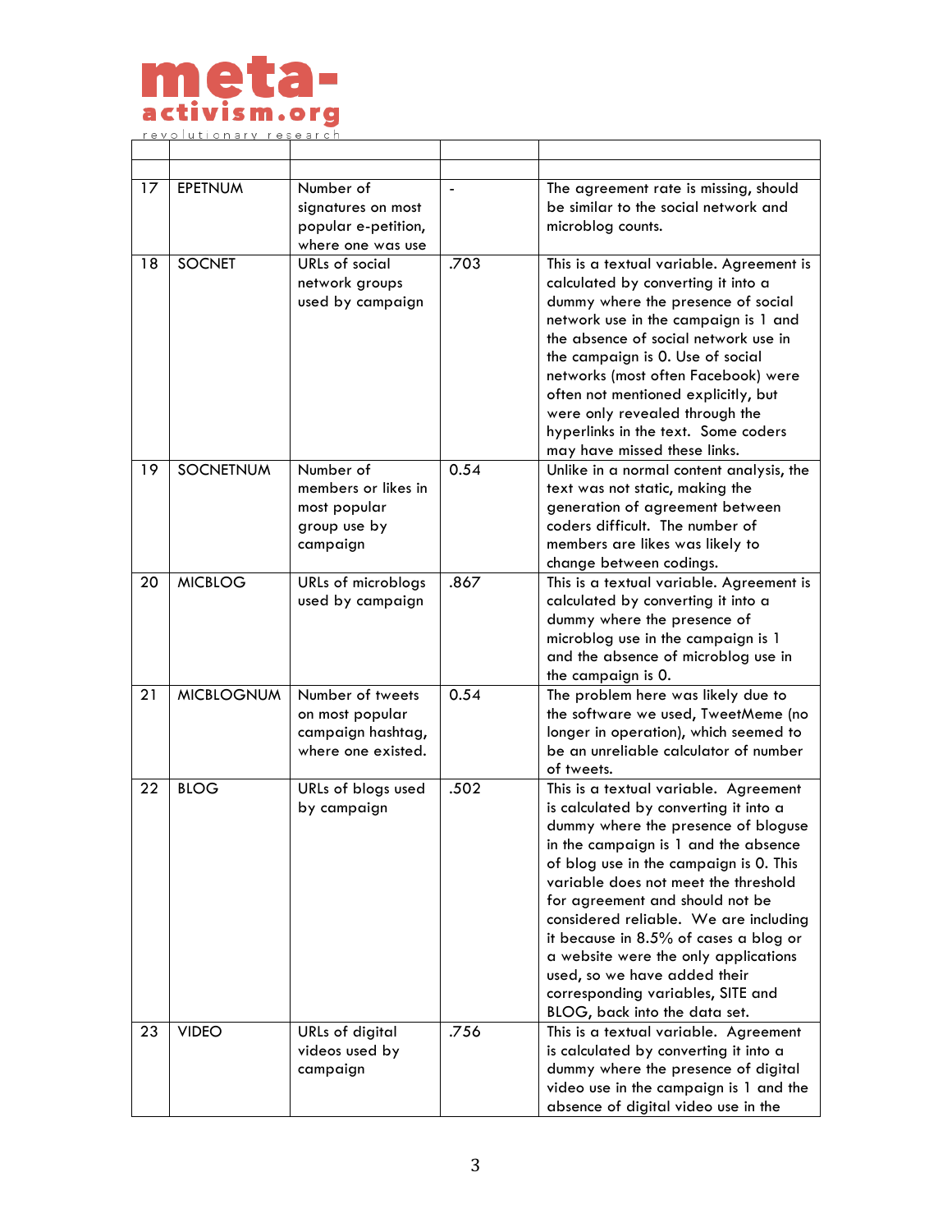| | | | | |
|---|---|---|---|---|
| 17 | EPETNUM | Number of signatures on most popular e-petition, where one was use | - | The agreement rate is missing, should be similar to the social network and microblog counts. |
| 18 | SOCNET | URLs of social network groups used by campaign | .703 | This is a textual variable. Agreement is calculated by converting it into a dummy where the presence of social network use in the campaign is 1 and the absence of social network use in the campaign is 0. Use of social networks (most often Facebook) were often not mentioned explicitly, but were only revealed through the hyperlinks in the text. Some coders may have missed these links. |
| 19 | SOCNETNUM | Number of members or likes in most popular group use by campaign | 0.54 | Unlike in a normal content analysis, the text was not static, making the generation of agreement between coders difficult. The number of members are likes was likely to change between codings. |
| 20 | MICBLOG | URLs of microblogs used by campaign | .867 | This is a textual variable. Agreement is calculated by converting it into a dummy where the presence of microblog use in the campaign is 1 and the absence of microblog use in the campaign is 0. |
| 21 | MICBLOGNUM | Number of tweets on most popular campaign hashtag, where one existed. | 0.54 | The problem here was likely due to the software we used, TweetMeme (no longer in operation), which seemed to be an unreliable calculator of number of tweets. |
| 22 | BLOG | URLs of blogs used by campaign | .502 | This is a textual variable. Agreement is calculated by converting it into a dummy where the presence of bloguse in the campaign is 1 and the absence of blog use in the campaign is 0. This variable does not meet the threshold for agreement and should not be considered reliable. We are including it because in 8.5% of cases a blog or a website were the only applications used, so we have added their corresponding variables, SITE and BLOG, back into the data set. |
| 23 | VIDEO | URLs of digital videos used by campaign | .756 | This is a textual variable. Agreement is calculated by converting it into a dummy where the presence of digital video use in the campaign is 1 and the absence of digital video use in the |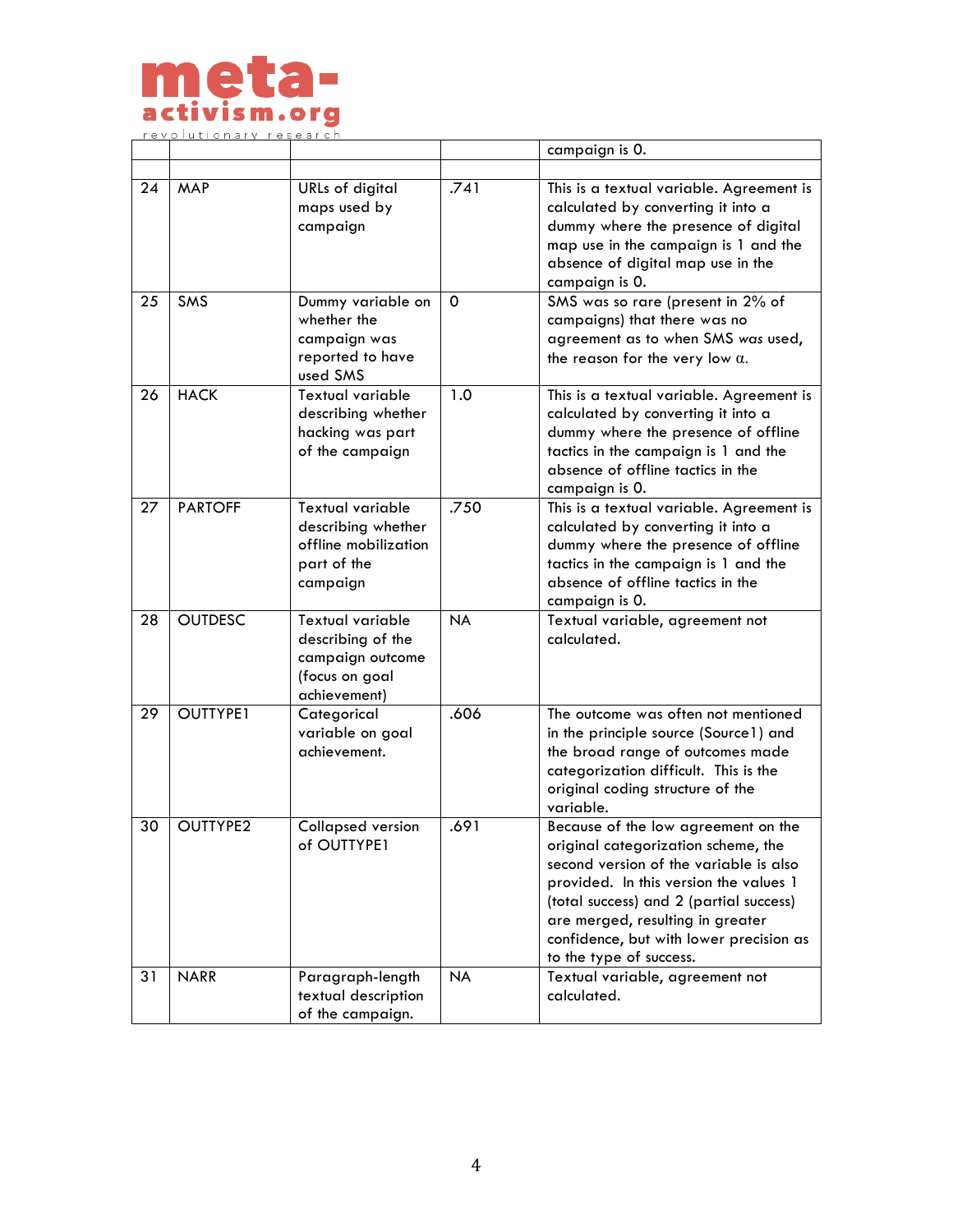| | | | | |
|---|---|---|---|---|
| | | | | campaign is 0. |
| | | | | |
| 24 | MAP | URLs of digital maps used by campaign | .741 | This is a textual variable. Agreement is calculated by converting it into a dummy where the presence of digital map use in the campaign is 1 and the absence of digital map use in the campaign is 0. |
| 25 | SMS | Dummy variable on whether the campaign was reported to have used SMS | 0 | SMS was so rare (present in 2% of campaigns) that there was no agreement as to when SMS *was* used, the reason for the very low α. |
| 26 | HACK | Textual variable describing whether hacking was part of the campaign | 1.0 | This is a textual variable. Agreement is calculated by converting it into a dummy where the presence of offline tactics in the campaign is 1 and the absence of offline tactics in the campaign is 0. |
| 27 | PARTOFF | Textual variable describing whether offline mobilization part of the campaign | .750 | This is a textual variable. Agreement is calculated by converting it into a dummy where the presence of offline tactics in the campaign is 1 and the absence of offline tactics in the campaign is 0. |
| 28 | OUTDESC | Textual variable describing of the campaign outcome (focus on goal achievement) | NA | Textual variable, agreement not calculated. |
| 29 | OUTTYPE1 | Categorical variable on goal achievement. | .606 | The outcome was often not mentioned in the principle source (Source1) and the broad range of outcomes made categorization difficult. This is the original coding structure of the variable. |
| 30 | OUTTYPE2 | Collapsed version of OUTTYPE1 | .691 | Because of the low agreement on the original categorization scheme, the second version of the variable is also provided. In this version the values 1 (total success) and 2 (partial success) are merged, resulting in greater confidence, but with lower precision as to the type of success. |
| 31 | NARR | Paragraph-length textual description of the campaign. | NA | Textual variable, agreement not calculated. |